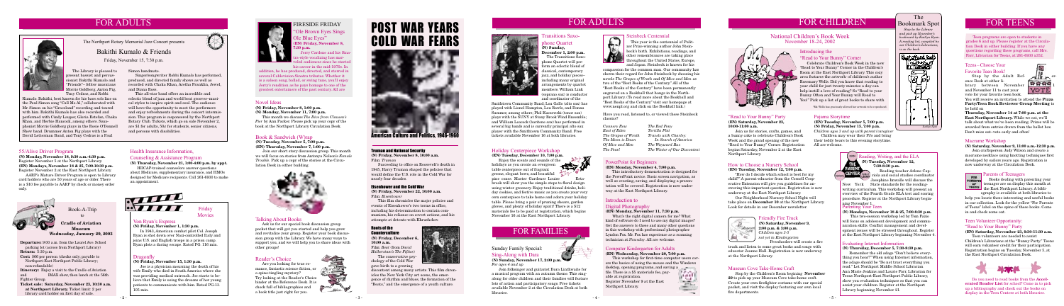# FOR ADULTS

The Northport Rotary Memorial Jazz Concert presents

## Bakithi Kumalo & Friends

Friday, November 15, 7:30 p.m.

The Library is pleased to present bassist and percussionist Bakithi Kumalo and "Friends"—fellow musicians Morrie Goldberg, Anton Fig, Tony Cedras, and Robbi Kumalo. Bakithi, best known for his bass solo line on the Paul Simon song "Call Me Al," collaborated with Mr. Simon on his "Graceland" recording and toured with him. Bakithi Kumalo has also recorded and performed with Cindy Lauper, Gloria Estefan, Chaka Khan, and Herbie Hancock, among others. Saxophonist Morrie Goldberg plays in the Bette O'Donnell Show band. Drummer Anton Fig plays with the David Letterman Band, and Tony Cedras is a Paul Simon bandmate.

Singer/songwriter Robbi Kumalo has performed, produced, and directed family shows as well as recorded with Chaka Khan, Aretha Franklin, Jewel, and Diana Ross.

This all-star band offers an incredible and eclectic blend of jazz and world beat grooves–musical styles to inspire spirit and soul. The audience will have the opportunity to meet the performers and enjoy refreshments during the concert intermission. This program is cosponsored by the Northport Rotary Club. Tickets, which go on sale November 2, are $1 for adults, 50¢ for students, senior citizens, and persons with disabilities.

### FIRESIDE FRIDAY
### "Ole Brown Eyes Sings Ole Blue Eyes"

**(EN) Friday, November 8, 7:30 p.m.**

Jerry Cardone and his Sonatra-style vocalizing has won rave reviews since he started his career in the mid-1970s. In addition, he has produced, directed, and starred in several Cablevision Sinatra tributes. Whether it is a saloon song, ballad, or swing tune, you'll enjoy Jerry's rendition as he pays homage to one of the greatest entertainers of the past century. All are welcome.

### 55/Alive Driver Program

**(N) Monday, November 18, 9:30 a.m.-4:30 p.m.**
Register November 5 at the Northport Library.
**(EN) Mondays, November 18 & 25, 7:00-10:00 p.m.**
Register November 2 at the East Northport Library.

AARP's Mature Driver Program is open to Library card holders who are 50 years of age or older. There is a $10 fee payable to AARP by check or money order only.

### Health Insurance Information, Counseling & Assistance Program

**(N) Thursday, November 21, 1:00-4:00 p.m. by appt.**

HIICAP-trained counselors answer questions about Medicare, supplementary insurance, and HMOs designed for Medicare recipients. Call 261-6930 to make an appointment.

### Book-A-Trip

## Cradle of Aviation Museum
### Wednesday, January 29, 2003

**Departure:** 9:00 a.m. from the Laurel Ave. School parking lot (across from Northport Library)
**Return:** 5:15 p.m.
**Cost:** $66 per person (checks only; payable to Northport-East Northport Public Library; non-refundable)
**Itinerary:** Enjoy a visit to the Cradle of Aviation and IMAX show, then lunch at the 96th Fighter Group.
**Ticket sale: Saturday, November 23, 10:30 a.m. at Northport Library.** Ticket limit: 2 per library card holder on first day of sale.

### Friday Movies

#### Von Ryan's Express
**(N) Friday, November 1, 1:30 p.m.**

In 1943, American combat pilot Col. Joseph Ryan is shot down over Nazi-controlled Italy and joins U.S. and English troops in a prison camp. Ryan plots a daring escape. Rated PG. 116 min.

#### Dragonfly
**(N) Friday, November 15, 1:30 p.m.**

Joe is a physician mourning the death of his wife Emily who died in South America where she was providing medical outreach. Joe starts to believe that Emily is using the dreams of her young patients to communicate with him. Rated PG-13. 105 min.

### Novel Ideas

**(N) Friday, November 8, 1:00 p.m.**
**(N) Monday, November 11, 7:00 p.m.**

This month we discuss *The Dive from Clausen's Pier* by Ann Packer. Please pick up your copy of the book at the Northport Library Circulation Desk.

### Book & Sandwich (W)rap

**(N) Tuesday, November 5, 7:00 p.m.**
**(EN) Tuesday, November 12, 7:00 p.m.**

Join our short story discussion group. This month we will focus on stories from Antonya Nelson's *Female Trouble*. Pick up a copy of the stories at the Circulation Desk in either building.

### Talking About Books

Ask us for our special book discussion group packet that will get you started and help you grow and revitalize your group. Register your book discussion group with the Library. We have many ways to support you, and we will help you to share ideas with other groups!

### Reader's Choice

Are you looking for true romance, fantastic science fiction, or a spine-tingling mystery? Try looking at the Reader's Choice binder at the Reference Desk. It is chock full of bibliographies and a book title just right for you.

# POST WAR YEARS COLD WAR FEARS

American Culture and Politics, 1946-1960

#### Truman and National Security
**(EN) Tuesday, November 5, 10:00 a.m.**
Film: *Truman*

Succeeding to office on Roosevelt's death in 1945, Harry Truman shaped the policies that would define the U.S. role in the Cold War for nearly four decades.

#### Eisenhower and the Cold War
**(N) Friday, November 22, 10:00 a.m.**
Film: *Eisenhower*

This film chronicles the major policies and events of Eisenhower's two terms in office, including his determination to contain communism, his reliance on covert actions, and his attempts at détente with Khrushchev.

#### Roots of the Counterculture
**(N) Friday, December 6, 10:00 a.m.**
Film: *Act One: David Halberstam's The Fifties*

The conservative psychology of the Cold War gave birth to a growing discontent among many artists. This film chronicles the New York City art scene, the emergence of rhythm and blues, the formation of the "Beats," and the emergence of a youth culture.

# FOR ADULTS

### Transitions Saxophone Quartet
**(N) Sunday, December 1, 2:00 p.m.**

The Transitions Saxophone Quartet will perform an eclectic blend of classical, contemporary jazz, and holiday pieces—including many original arrangements by quartet members. William Link (soprano sax) is conductor and coordinator of the Smithtown Community Band; Lou Gallo (alto sax) has played with Lionel Hampton, Les Brown, and Donna Summer, among others; Phil Kaczorek (tenor sax) plays with the SUNY at Stony Brook Wind Ensemble; and William Lescsek (baritone sax) has performed in several big bands and is currently principal alto sax player with the Smithtown Community Band. Free tickets available November 16 at both libraries.

### Holiday Centerpiece Workshop
**(EN) Tuesday, December 10, 7:00 p.m.**

Enjoy the scents and sounds of the holidays as you create an evergreen table centerpiece out of fragrant greens, elegant bows, and beautiful pine cones. Master Gardener Louise Estabrook will show you the simple steps to floral design using winter greenery. Enjoy traditional drinks, holiday cookies, and festive music as you create your very own centerpiece to take home and adorn your holiday table. Please bring a pair of pruning shears, garden gloves, and plenty of holiday spirit! There is a $12 materials fee to be paid at registration, which begins November 16 at the East Northport Library.

# FOR FAMILIES

### Sunday Family Special: Sing-Along with Dara
**(N) Sunday, November 17, 2:00 p.m.**
*For ages 4 and up*

Join folksinger and guitarist Dara Linthwaite for a musical program with an autumn theme. This sing-along for older children and their families will feature lots of action and participatory songs. Free tickets available November 2 at the Circulation Desk in both libraries.

### Steinbeck Centennial

This year is the centennial of Pulitzer Prize-winning author John Steinbeck's birth. Exhibitions, readings, and other celebrations are taking place throughout the United States, Europe, and Japan. Steinbeck is known for his compassion for the common man. Our community has shown their regard for John Steinbeck by choosing his novels *The Grapes of Wrath* and *Of Mice and Men* as two of the "Best Books of the Century." All of the "Best Books of the Century" have been permanently engraved on a Bookball that hangs in the Northport Library. (To read more about the Bookball and "Best Books of the Century" visit our homepage at www.nenpl.org and click on the Bookball link.)

Have you read, listened to, or viewed these Steinbeck classics?

| | |
|---|---|
| *Cannery Row* | *The Red Pony* |
| *East of Eden* | *Tortilla Flat* |
| *The Grapes of Wrath* | *Travels with Charley* |
| *The Moon is Down* | *In Search of America* |
| *Of Mice and Men* | *The Wayward Bus* |
| *The Pearl* | *The Winter of Our Discontent* |

### PowerPoint for Beginners
**(EN) Monday, November 4, 7:00 p.m.**

This introductory demonstration is designed for the PowerPoint novice. Basic screen navigation, as well as creating, saving, and displaying a presentation will be covered. Registration is now underway at the East Northport Library.

### Introduction to Digital Photography
**(EN) Monday, November 11, 7:30 p.m.**

What's the right digital camera for me? What kind of software do I need to see my digital images? Get the answers to these and many other questions in this workshop with professional photographer Lyndon Fox. Mr. Fox has experience as a scanning technician at *Newsday*. All are welcome.

### Computer Kindergarten for Adults
**(EN) Wednesday, November 20, 7:00 p.m.**

This workshop for first-time computer users covers the basics of using the mouse and the Windows desktop, opening programs, and saving a file. There is a $5 materials fee, payable at registration. Register November 9 at the East Northport Library.

# FOR CHILDREN

## National Children's Book Week
November 18-24, 2002

### Introducing the "Read to Your Bunny" Corner

Celebrate Children's Book Week in the new "Read to Your Bunny" Corner in the Children's Room at the East Northport Library. This cozy area features the artwork of children's author Rosemary Wells. Did you know that reading to your child for just twenty minutes a day can help instill a love of reading? So "Read to your Bunny Often and Your Bunny will Read to You!" Pick up a list of great books to share with your child.

(Max & Ruby has generously donated her artwork to be reproduced.)

### "Read to Your Bunny" Party
**(EN) Saturday, November 23, 10:00-11:00 a.m.**

Join us for stories, crafts, games, and a bunny cake to celebrate Children's Book Week and the grand opening of the new "Read to Your Bunny" Corner. Registration begins Saturday, November 2 at the East Northport Library.

### Pajama Storytime
**(EN) Tuesday, November 5, 7:00 p.m.**
**(N) Friday, November 15, 7:00 p.m.**
*Children ages 3 and up with parent/caregiver*

Children may wear their PJs and bring their teddy bears to this evening storytime. All are welcome.

### How to Choose a Nursery School
**(EN) Tuesday, November 12, 7:00 p.m.**

"How do I decide which school is best for my child?" A parent-educator from the Cornell Cooperative Extension will give you guidelines for answering this important question. Registration is now underway at the East Northport Library.

Our Neighborhood Nursery School Night will take place on **December 10** at the Northport Library. Look for details in our December newsletter.

### Friendly Fire Truck
**(N) Saturday, November 9, 2:00 p.m. & 3:00 p.m.**
*Children ages 3-5*
*not yet in Kindergarten*

Preschoolers will create a fire truck and listen to some great books and songs with educator Jeanne Hall. Registration is now underway at the Northport Library.

### Museum Cove Take-Home Craft

Stop by the Children's Room beginning **November 29** to pick up your Museum Cove take-home craft. Create your own firefighter complete with our special packet, and visit the display featuring our own local fire departments.

### The Bookmark Spot

*Stop by the Library and pick up November's bookmark by Kaitlyn Ryan. A reading list, compiled by our Children's Librarians, is on the back.*

### Reading, Writing, and the ELA
**(N) Tuesday, November 12, 7:30-8:30 p.m.**

Reading teacher Arlene Capriola and social studies coordinator Josephine Jezzulle will discuss the New York State standards for the reading/writing curriculum. This workshop will present an overview of the Fourth Grade ELA test and scoring procedure. Register at the Northport Library beginning November 2.

### Parenting Your Teen
**(N) Mondays, November 18 & 25, 7:00-8:30 p.m.**

This two-session workshop led by Tom Paine will focus on adolescent development and communication skills. Conflict management and development issues will be stressed throughout. Register at the East Northport Library beginning November 4.

### Evaluating Internet Information
**(N) Thursday, December 5, 7:30-8:30 p.m.**

Remember the old adage "Don't believe everything you hear?" When using Internet information, the adage should be "Do not trust everything you read." Let Northport Middle School Librarians Ann Marie Jenkins and Laurie Farr, Librarian for Teens Northport-East Northport Public Library, show you evaluation techniques so that you can assist your children. Register at the Northport Library beginning November 21.

# FOR TEENS

"Teen programs are open to students in grades 6 and up. Please register at the Circulation Desk in either building. If you have any questions regarding these programs, call Mrs. Farr, Librarian for Teens, at 261-6930 x352.

### Teens—Choose Your Favorite Teen Book!

Stop by the Adult Reference Desk at either library between November and November 11 to cast your vote for your favorite teen book. You will receive an invitation to attend the **Pizza Party/Teen Book Reviewer Group Meeting** to be held on

**Thursday, November 14 at 7:00 p.m. at the East Northport Library.** While we eat, we'll talk about what we've been reading. Prizes will be awarded from entries drawn from the ballot box. Don't miss out—vote early and often!

### Macramé Workshop
**(N) Saturday, November 9, 11:00 a.m.-12:30 p.m.**

Join craftsperson Judy Mierau and create a macramé necklace using knotting techniques first developed by sailors years ago. Registration is now underway at the Northport Library.

### Parents of Teenagers

Books dealing with parenting your teenager are on display this month at the East Northport Library. A bibliography is available at both libraries to help you locate these interesting and useful books in our collection. Look for the yellow "For Parents of Teens" label on the spine of these books. Come in and check some out.

### Teen Volunteer Opportunity: "Read to Your Bunny" Party
**(EN) Saturday, November 23, 9:30-11:30 a.m.**

Teen volunteers are needed to assist Children's Librarians at the "Bunny Party." Teens will earn volunteer credit for their participation. Registration begins on Tuesday, November 5, at the East Northport Circulation Desk.

Do you need to read books from the *Accelerated Reader List* for school? Come in to pick up a bibliography and check out the books on display in the Teen Centers at both libraries.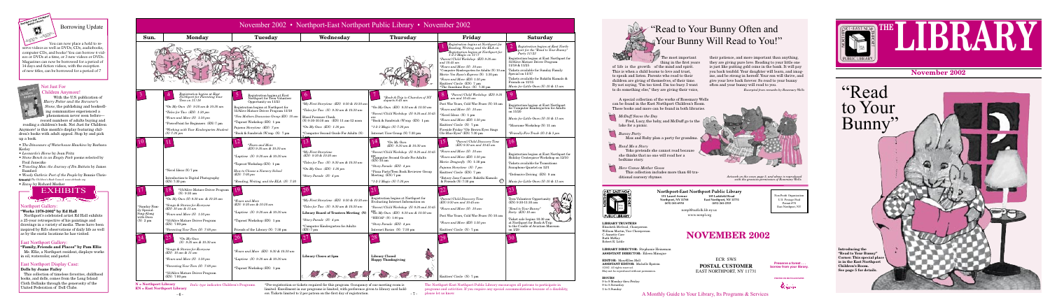## Borrowing Update

You can now place a hold to reserve videos as well as DVDs, CDs, audiobooks, computer CDs, and books! You can borrow 4 videos or DVDs at a time, or 3 new videos or DVDs. Magazines can now be borrowed for a period of 14 days and fiction videos, with the exception of new titles, can be borrowed for a period of 7 days.

## Not Just For Children Anymore!

With the U.S. publication of *Harry Potter and the Sorcerer's Stone*, the publishing and bookselling communities experienced a phenomenon never seen before—record numbers of adults buying and reading a children's book. Not Just for Children Anymore! is this month's display featuring children's books with adult appeal. Stop by and pick up a book.

- *The Dinosaurs of Waterhouse Hawkins* by Barbara Kerley
- *Leonardo's Horse* by Jean Fritz
- *Stone Bench in an Empty Park* poems selected by Paul Janeczko
- *Traveling Man: the Journey of Ibn Battuta* by James Rumford
- *Woody Guthrie, Poet of the People* by Bonnie Christensen
- *Zoom* by Richard Mansel

## EXHIBITS

### Northport Gallery:

**"Works 1976-2002" by Ed Hall**

Northport's celebrated artist Ed Hall exhibits a 25-year retrospective of his paintings and drawings in a variety of media. These have been inspired by Ed's observations of daily life as well as by the exotic locations he has visited.

### East Northport Gallery:

**"Family, Friends and Places" by Pam Ellis**

Ms. Ellis, a Northport resident, displays works in oil, watercolor, and pastel.

### East Northport Display Case:

**Dolls by Joanne Finley**

This collection of timeless favorites, childhood books, and dolls, comes from the Long Island Cloth Dollmakers through the generosity of the United Federation of Doll Clubs.

# November 2002 • Northport-East Northport Public Library • November 2002

| Sun. | Monday | Tuesday | Wednesday | Thursday | Friday | Saturday |
|---|---|---|---|---|---|---|
| | | | | | **1** *Registration begins at Northport for Reading, Writing, and the ELA on 11/12* *Registration begins at Northport for 1-2-3 Magic on 11/14* *\*Parent/Child Workshop (EN) 9:30 am and 10:45 am* \*Story and More (N) 10 am \*Computer Kindergarten for Adults (N) 10 am Movie: *Von Ryan's Express* (N) 1:30 pm \*Story and More (EN) 1:30 pm Knitters' Circle (EN) 7 pm \*The Numbers Guys (N) 7:30 pm | **2** *Registration begins at East Northport for the "Read to Your Bunny" Party 11/22* Registration begins at Northport for SHIIC Mature Driver Program 11/18 & 11/25 Tickets available for Sunday Family Special on 11/17 Tickets available for Rakitha Kaamdo & Friends on 11/15 *Movie for Little Ones (N) 10 & 11 am* |
| **3** | **4** *Registration begins at East Northport for Parenting Your Teen on 11/18* *\*On My Own (N) 9:30 am & 10:30 am* *\*Tales for Two (EN) 1:30 pm* *\*Story and More (N) 1:30 pm* \*PowerPoint for Beginners (EN) 7 pm *\*Working with Your Kindergarten Student (N) 7:30 pm* | **5** Registration begins at East Northport for Teen Volunteer Opportunity on 11/22 Registration begins at Northport for SHIIC Mature Driver Program 11/18 *\*New Mothers Discussion Group (EN) 10 am* \*Tapestry Workshop (EN) 1 pm *Pajama Storytime (EN) 7 pm* \*Book & Sandwich (W)rap (N) 7 pm | **6** *\*My First Storytime (EN) 9:30 & 10:30 am* *\*Tales for Two (N) 9:30 am & 10:30 am* Blood Pressure Check (N) 9:30-10:30 am (EN) 11 am-12 noon *\*On My Own (EN) 1:30 pm* \*Computer Second Grade For Adults (N) | **7** *\*Book-A-Trip to Characters of all ages (N) 9:45 am* *\*On My Own (EN) 9:30 am & 10:30 am* *\*Parent/Child Workshop (N) 9:30 and 10:45 am* \*Book & Sandwich (W)rap (EN) 1 pm *\*1-2-3 Magic (N) 7:30 pm* Internet User Group (N) 7:30 pm | **8** *\*Parent/Child Workshop (EN) 9:30 am and 10:45 am* Port Wine Tours, Cold War Boss (N) 10 am \*Story and More (N) 10 am \*Novel Ideas (N) 1 pm \*Story and More (EN) 1:30 pm Knitters' Circle (N) 1 pm Fireside Friday "Ole Brown Eyes Sings Ole Blue Eyes" (EN) 7:30 pm | **9** Registration begins at East Northport for Computer Kindergarten for Adults on 11/20 *Movie for Little Ones (N) 10 & 11 am* \*Museums Workshop (N) 11 am *\*Friendly Fire Truck (N) 2 & 3 pm* |
| **10** | **11** \*Novel Ideas (N) 7 pm Introduction to Digital Photography (EN) 7:30 pm | **12** *\*Story and More (EN) 9:30 am & 10:30 am* *\*Laptime (N) 9:30 am & 10:30 am* \*Tapestry Workshop (EN) 1 pm *How to Choose a Nursery School (EN) 7:30 pm* *\*Reading, Writing, and the ELA (N) 7:30* | **13** *\*My First Storytime (N) 9:30 & 10:30 am* *\*Tales for Two (N) 9:30 am & 10:30 am* *\*On My Own (EN) 1:30 pm* *\*Story Parade (N) 4 pm* | **14** *\*On My Own (EN) 9:30 am & 10:30 am* *\*Parent/Child Workshop (N) 9:30 and 10:45 am* \*Computer Second Grade For Adults (EN) 10 am *\*Story Parade (EN) 4 pm* \*Pizza Party/Teen Book Reviewer Group Meeting (EN) 7 pm *\*1-2-3 Magic (N) 7:30 pm* | **15** *\*Parent/Child Discovery Time (EN) 9:30 am and 10:45 am* \*Story and More (N) 10 am \*Story and More (EN) 1:30 pm Movie: *Dragonfly* (N) 1:30 pm *Pajama Storytime (N) 7 pm* Knitters' Circle (EN) 7 pm \*Rotary Jazz Concert: Rakitha Kaamdo & Friends (N) 7:30 pm | **16** Registration begins at Northport for Holiday Centerpiece Workshop on 12/10 Tickets available for Transatlantic Saxophone Quartet on 12/1 *Movie for Little Ones (N) 10 & 11 am* |
| **17** *\*Sunday Family Special Sing-Along with Dave (N) 2 pm* | **18** \*SHIIC Mature Driver Program (N) 9:30 am *\*On My Own (N) 9:30 am & 10:30 am* *\*Songs & Stories for Everyone (EN) 10 am & 11 am* \*Story and More (N) 1:30 pm \*SHIIC Mature Driver Program (EN) 7:00 pm *\*Parenting Your Teen (N) 7:00 pm* | **19** *\*Story and More (EN) 9:30 am & 10:30 am* *\*Laptime (N) 9:30 am & 10:30 am* \*Tapestry Workshop (EN) 1 pm Friends of the Library (N) 7:30 pm | **20** *\*My First Storytime (EN) 9:30 & 10:30 am* *\*Tales for Two (N) 9:30 am & 10:30 am* **Library Board of Trustees Meeting (N)** *\*Story Parade (N) 4 pm* \*Computer Kindergarten for Adults (EN) 7 pm | **21** Registration begins at Northport for Evaluating Internet Information on *\*Parent/Child Workshop (N) 9:30 and 10:45 am* *\*On My Own (EN) 9:30 am & 10:30 am* \*HIICAP (N) 1:30 pm *\*Story Parade (EN) 4 pm* Internet Basics (N) 7:30 pm | **22** *\*Parent/Child Discovery Time (EN) 9:30 am and 10:45 am* \*Story and More (N) 10 am Port Wine Tours, Cold War Boss (N) 10 am \*Story and More (EN) 1:30 pm Knitters' Circle (N) 1 pm | **23** Teen Volunteer Opportunity (EN) 9:30-11:30 am *"Read to Your Bunny" Party (EN) 10 am* Ticket sale begins 10:30 am at Northport for Book-A-Trip to the Cradle of Aviation Museum on 1/20 |
| **24** | **25** *\*On My Own (N) 9:30 am & 10:30 am* *\*Songs & Stories for Everyone (EN) 10 am & 11 am* \*Story and More (N) 1:30 pm *\*Parenting Your Teen (N) 7:00 pm* \*SHIIC Mature Driver Program (EN) 7:00 pm | **26** \*Story and More (EN) 9:30 & 10:30 am *\*Laptime (N) 9:30 am & 10:30 am* \*Tapestry Workshop (EN) 1 pm | **27** **Library Closes at 5pm** | **28** **Library Closed Happy Thanksgiving** | **29** Knitters' Circle (N) 1 pm | **30** |

**N** = Northport Library
**EN** = East Northport Library

*Italic type indicates Children's Programs*

\*Pre-registration or tickets required for this program. Occupancy of our meeting room is limited. Enrollment in our programs is limited, with preference given to library card holders. Tickets limited to 2 per patron on the first day of registration.

The Northport-East Northport Public Library encourages all patrons to participate in programs and activities. If you require any special accommodations because of a disability, please let us know.

# "Read to Your Bunny Often and Your Bunny Will Read to You!"

The most important thing in the first years of life is the growth of the mind and spirit. This is when a child learns to love and trust, to speak and listen. Parents who read to their children are giving of themselves, of their time. By not saying, "I'm too tired. I'm too busy. I want to do something else," they are giving their voice, their patience, and more important than anything, they are giving pure love. Reading to your little one is just like putting gold coins in the bank. It will pay you back tenfold. Your daughter will learn, and imagine, and be strong in herself. Your son will thrive, and give your love back forever. So read to your bunny often and your bunny will read to you.

*Excerpted from remarks by Rosemary Wells*

A special collection of the works of Rosemary Wells can be found in the East Northport Children's Room. These books and more can be found in both libraries.

- *McDuff Saves the Day* — Fred, Lucy, the baby, and McDuff go to the lake for a picnic.
- *Bunny Party* — Max and Ruby plan a party for grandma.
- *Read Me a Story* — Yoko pretends she cannot read because she thinks that no one will read her a bedtime story.
- *Here Comes Mother Goose* — This collection includes more than 60 traditional nursery rhymes.

*Artwork on this cover page is used, and above is reproduced with the generous permission of Rosemary Wells.*

**Northport-East Northport Public Library**

151 Laurel Avenue, Northport, NY 11768, 631-261-6930

185 Larkfield Road, East Northport, NY 11731, 631-261-2313

nenpl@suffolk.lib.ny.us
www.nenpl.org

Non-Profit Organization
U.S. Postage Paid
Permit #79
East Northport, NY

# NOVEMBER 2002

**LIBRARY TRUSTEES**
Elizabeth McCloud, Chairperson
William Martin, Vice Chairperson
C. Annette Carr
Ruth McKay
Robert E. Little

**LIBRARY DIRECTOR:** Stephanie Heineman
**ASSISTANT DIRECTOR:** Eileen Minogue

**EDITOR:** MaryEllen Hall
**ASSISTANT EDITOR:** Michelle Epstein
©2002. All rights reserved.
May not be reproduced without permission

**HOURS**
9 to 9 Monday thru Friday
9 to 5 Saturday
1 to 5 Sunday

ECR SWS
**POSTAL CUSTOMER**
EAST NORTHPORT, NY 11731

*Preserve a forest . . . borrow from your library.*

A Monthly Guide to Your Library, Its Programs & Services

# THE LIBRARY

**November 2002**

# "Read to Your Bunny"

**Introducing the "Read to Your Bunny" Corner. This special place is in the East Northport Children's Room. See page 5 for details.**